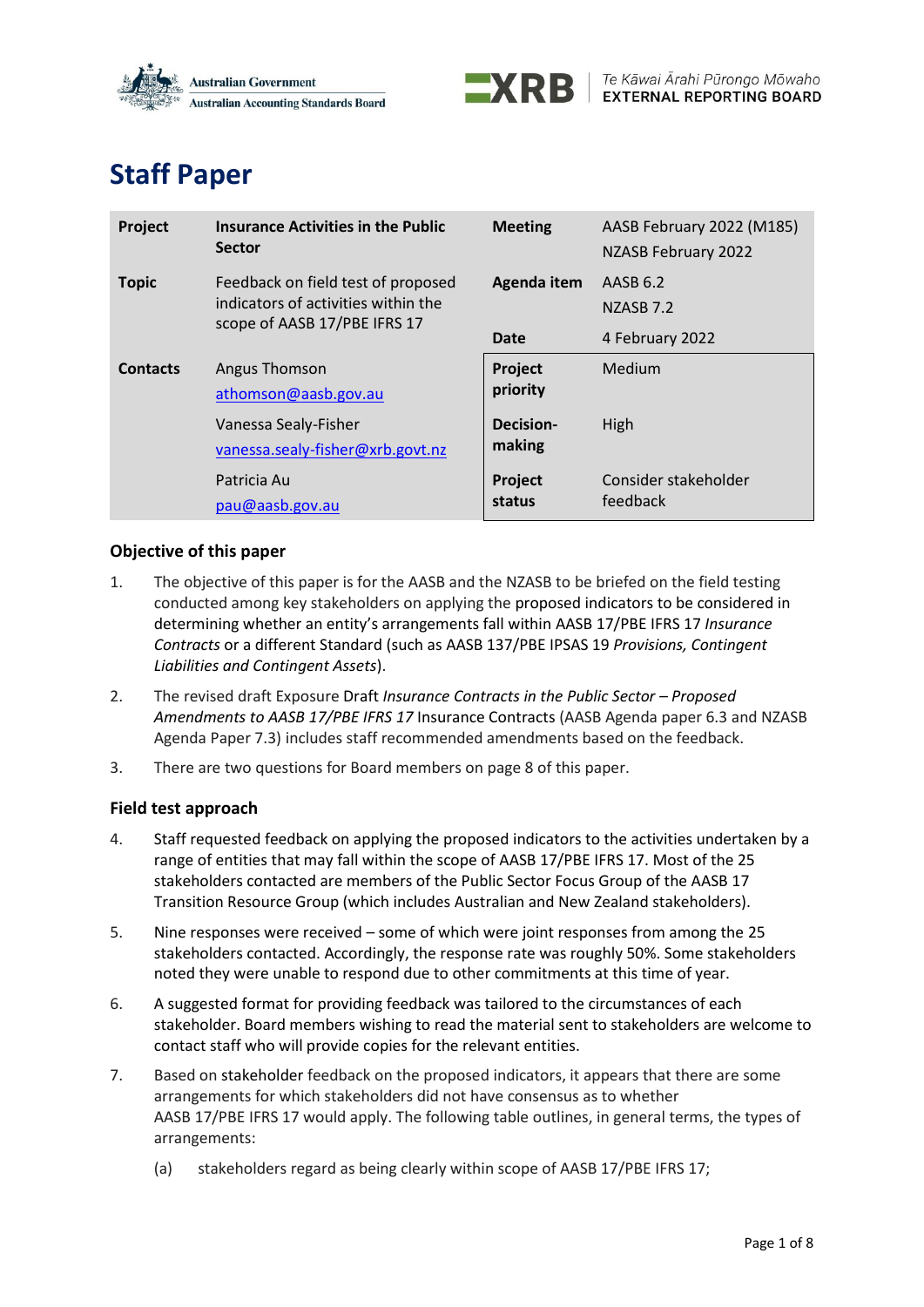Australian Government
Australian Accounting Standards Board

XRB | Te Kāwai Ārahi Pūrongo Mōwaho
EXTERNAL REPORTING BOARD

# Staff Paper

| **Project** | **Insurance Activities in the Public Sector** | **Meeting** | AASB February 2022 (M185)<br>NZASB February 2022 |
|---|---|---|---|
| **Topic** | Feedback on field test of proposed indicators of activities within the scope of AASB 17/PBE IFRS 17 | **Agenda item** | AASB 6.2<br>NZASB 7.2 |
| | | **Date** | 4 February 2022 |
| **Contacts** | Angus Thomson<br>athomson@aasb.gov.au | **Project priority** | Medium |
| | Vanessa Sealy-Fisher<br>vanessa.sealy-fisher@xrb.govt.nz | **Decision-making** | High |
| | Patricia Au<br>pau@aasb.gov.au | **Project status** | Consider stakeholder feedback |

## Objective of this paper

1. The objective of this paper is for the AASB and the NZASB to be briefed on the field testing conducted among key stakeholders on applying the proposed indicators to be considered in determining whether an entity's arrangements fall within AASB 17/PBE IFRS 17 *Insurance Contracts* or a different Standard (such as AASB 137/PBE IPSAS 19 *Provisions, Contingent Liabilities and Contingent Assets*).

2. The revised draft Exposure Draft *Insurance Contracts in the Public Sector – Proposed Amendments to AASB 17/PBE IFRS 17* Insurance Contracts (AASB Agenda paper 6.3 and NZASB Agenda Paper 7.3) includes staff recommended amendments based on the feedback.

3. There are two questions for Board members on page 8 of this paper.

## Field test approach

4. Staff requested feedback on applying the proposed indicators to the activities undertaken by a range of entities that may fall within the scope of AASB 17/PBE IFRS 17. Most of the 25 stakeholders contacted are members of the Public Sector Focus Group of the AASB 17 Transition Resource Group (which includes Australian and New Zealand stakeholders).

5. Nine responses were received – some of which were joint responses from among the 25 stakeholders contacted. Accordingly, the response rate was roughly 50%. Some stakeholders noted they were unable to respond due to other commitments at this time of year.

6. A suggested format for providing feedback was tailored to the circumstances of each stakeholder. Board members wishing to read the material sent to stakeholders are welcome to contact staff who will provide copies for the relevant entities.

7. Based on stakeholder feedback on the proposed indicators, it appears that there are some arrangements for which stakeholders did not have consensus as to whether AASB 17/PBE IFRS 17 would apply. The following table outlines, in general terms, the types of arrangements:

   (a) stakeholders regard as being clearly within scope of AASB 17/PBE IFRS 17;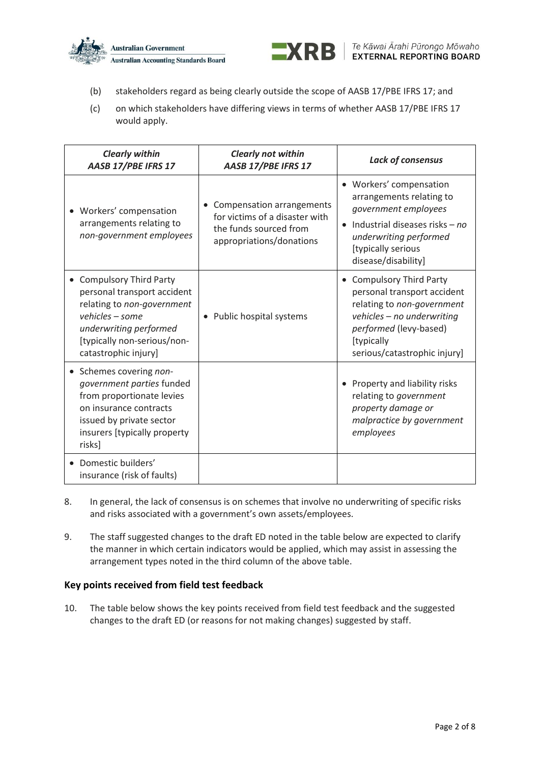(b) stakeholders regard as being clearly outside the scope of AASB 17/PBE IFRS 17; and

(c) on which stakeholders have differing views in terms of whether AASB 17/PBE IFRS 17 would apply.

| ***Clearly within AASB 17/PBE IFRS 17*** | ***Clearly not within AASB 17/PBE IFRS 17*** | ***Lack of consensus*** |
|---|---|---|
| • Workers' compensation arrangements relating to *non-government employees* | • Compensation arrangements for victims of a disaster with the funds sourced from appropriations/donations | • Workers' compensation arrangements relating to *government employees*<br>• Industrial diseases risks – *no underwriting performed* [typically serious disease/disability] |
| • Compulsory Third Party personal transport accident relating to *non-government vehicles – some underwriting performed* [typically non-serious/non-catastrophic injury] | • Public hospital systems | • Compulsory Third Party personal transport accident relating to *non-government vehicles – no underwriting performed* (levy-based) [typically serious/catastrophic injury] |
| • Schemes covering *non-government parties* funded from proportionate levies on insurance contracts issued by private sector insurers [typically property risks] | | • Property and liability risks relating to *government property damage or malpractice by government employees* |
| • Domestic builders' insurance (risk of faults) | | |

8. In general, the lack of consensus is on schemes that involve no underwriting of specific risks and risks associated with a government's own assets/employees.

9. The staff suggested changes to the draft ED noted in the table below are expected to clarify the manner in which certain indicators would be applied, which may assist in assessing the arrangement types noted in the third column of the above table.

## Key points received from field test feedback

10. The table below shows the key points received from field test feedback and the suggested changes to the draft ED (or reasons for not making changes) suggested by staff.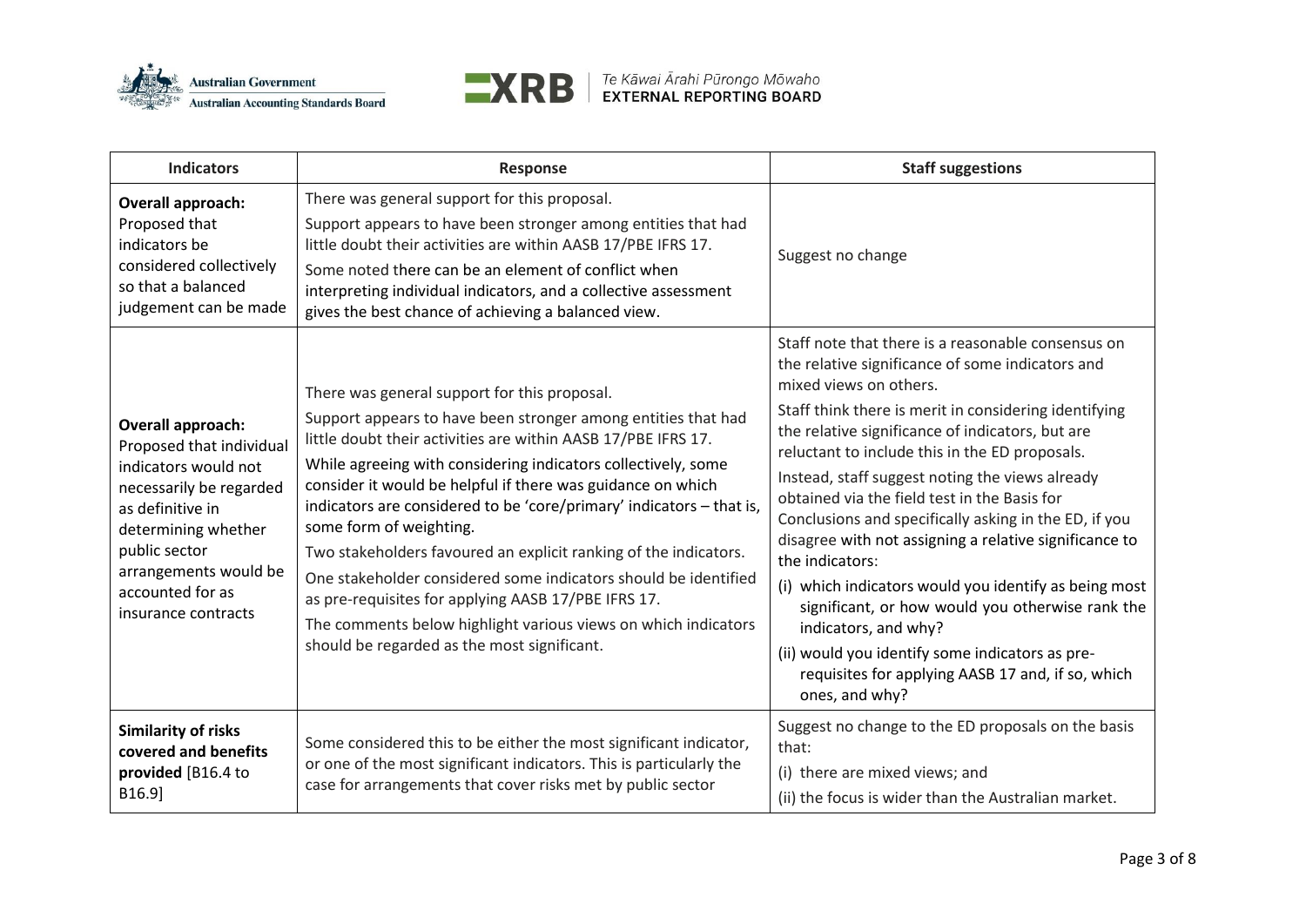| Indicators | Response | Staff suggestions |
|---|---|---|
| **Overall approach:** Proposed that indicators be considered collectively so that a balanced judgement can be made | There was general support for this proposal.<br>Support appears to have been stronger among entities that had little doubt their activities are within AASB 17/PBE IFRS 17.<br>Some noted there can be an element of conflict when interpreting individual indicators, and a collective assessment gives the best chance of achieving a balanced view. | Suggest no change |
| **Overall approach:** Proposed that individual indicators would not necessarily be regarded as definitive in determining whether public sector arrangements would be accounted for as insurance contracts | There was general support for this proposal.<br>Support appears to have been stronger among entities that had little doubt their activities are within AASB 17/PBE IFRS 17.<br>While agreeing with considering indicators collectively, some consider it would be helpful if there was guidance on which indicators are considered to be 'core/primary' indicators – that is, some form of weighting.<br>Two stakeholders favoured an explicit ranking of the indicators.<br>One stakeholder considered some indicators should be identified as pre-requisites for applying AASB 17/PBE IFRS 17.<br>The comments below highlight various views on which indicators should be regarded as the most significant. | Staff note that there is a reasonable consensus on the relative significance of some indicators and mixed views on others.<br>Staff think there is merit in considering identifying the relative significance of indicators, but are reluctant to include this in the ED proposals.<br>Instead, staff suggest noting the views already obtained via the field test in the Basis for Conclusions and specifically asking in the ED, if you disagree with not assigning a relative significance to the indicators:<br>(i) which indicators would you identify as being most significant, or how would you otherwise rank the indicators, and why?<br>(ii) would you identify some indicators as pre-requisites for applying AASB 17 and, if so, which ones, and why? |
| **Similarity of risks covered and benefits provided** [B16.4 to B16.9] | Some considered this to be either the most significant indicator, or one of the most significant indicators. This is particularly the case for arrangements that cover risks met by public sector | Suggest no change to the ED proposals on the basis that:<br>(i) there are mixed views; and<br>(ii) the focus is wider than the Australian market. |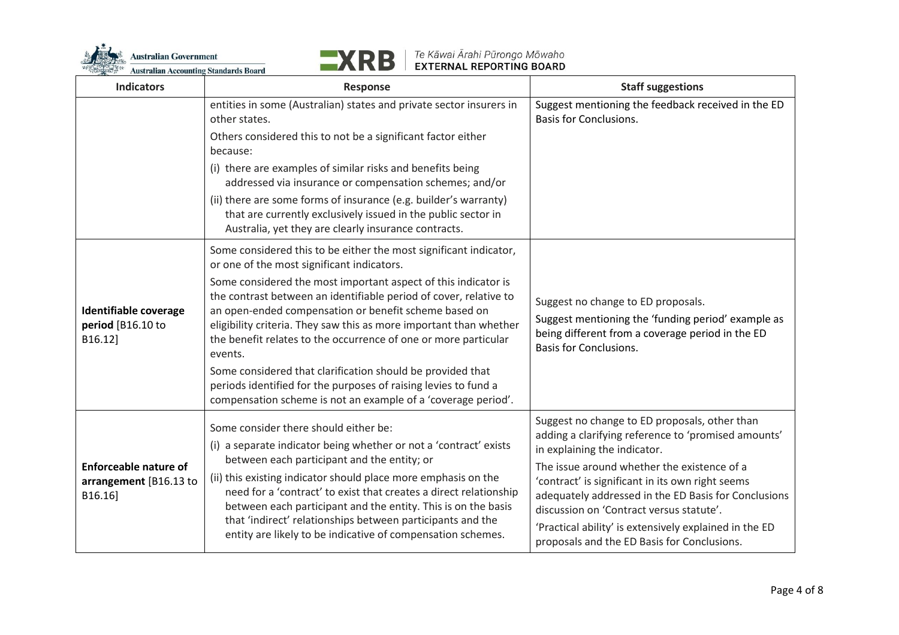| Indicators | Response | Staff suggestions |
|---|---|---|
| | entities in some (Australian) states and private sector insurers in other states.<br><br>Others considered this to not be a significant factor either because:<br><br>(i) there are examples of similar risks and benefits being addressed via insurance or compensation schemes; and/or<br><br>(ii) there are some forms of insurance (e.g. builder's warranty) that are currently exclusively issued in the public sector in Australia, yet they are clearly insurance contracts. | Suggest mentioning the feedback received in the ED Basis for Conclusions. |
| **Identifiable coverage period** [B16.10 to B16.12] | Some considered this to be either the most significant indicator, or one of the most significant indicators.<br><br>Some considered the most important aspect of this indicator is the contrast between an identifiable period of cover, relative to an open-ended compensation or benefit scheme based on eligibility criteria. They saw this as more important than whether the benefit relates to the occurrence of one or more particular events.<br><br>Some considered that clarification should be provided that periods identified for the purposes of raising levies to fund a compensation scheme is not an example of a 'coverage period'. | Suggest no change to ED proposals.<br><br>Suggest mentioning the 'funding period' example as being different from a coverage period in the ED Basis for Conclusions. |
| **Enforceable nature of arrangement** [B16.13 to B16.16] | Some consider there should either be:<br><br>(i) a separate indicator being whether or not a 'contract' exists between each participant and the entity; or<br><br>(ii) this existing indicator should place more emphasis on the need for a 'contract' to exist that creates a direct relationship between each participant and the entity. This is on the basis that 'indirect' relationships between participants and the entity are likely to be indicative of compensation schemes. | Suggest no change to ED proposals, other than adding a clarifying reference to 'promised amounts' in explaining the indicator.<br><br>The issue around whether the existence of a 'contract' is significant in its own right seems adequately addressed in the ED Basis for Conclusions discussion on 'Contract versus statute'.<br><br>'Practical ability' is extensively explained in the ED proposals and the ED Basis for Conclusions. |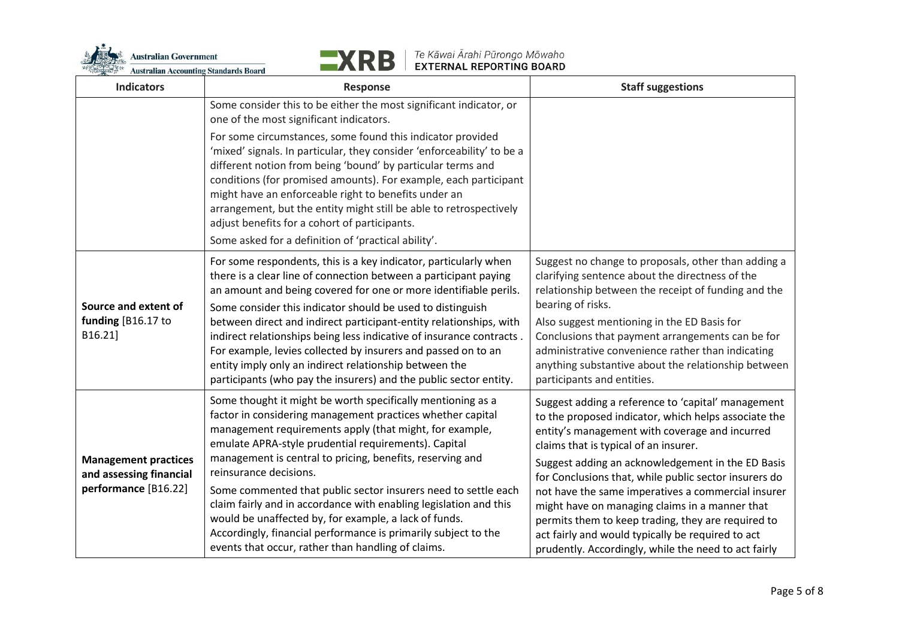| Indicators | Response | Staff suggestions |
|---|---|---|
| | Some consider this to be either the most significant indicator, or one of the most significant indicators.<br><br>For some circumstances, some found this indicator provided 'mixed' signals. In particular, they consider 'enforceability' to be a different notion from being 'bound' by particular terms and conditions (for promised amounts). For example, each participant might have an enforceable right to benefits under an arrangement, but the entity might still be able to retrospectively adjust benefits for a cohort of participants.<br><br>Some asked for a definition of 'practical ability'. | |
| **Source and extent of funding** [B16.17 to B16.21] | For some respondents, this is a key indicator, particularly when there is a clear line of connection between a participant paying an amount and being covered for one or more identifiable perils.<br><br>Some consider this indicator should be used to distinguish between direct and indirect participant-entity relationships, with indirect relationships being less indicative of insurance contracts . For example, levies collected by insurers and passed on to an entity imply only an indirect relationship between the participants (who pay the insurers) and the public sector entity. | Suggest no change to proposals, other than adding a clarifying sentence about the directness of the relationship between the receipt of funding and the bearing of risks.<br><br>Also suggest mentioning in the ED Basis for Conclusions that payment arrangements can be for administrative convenience rather than indicating anything substantive about the relationship between participants and entities. |
| **Management practices and assessing financial performance** [B16.22] | Some thought it might be worth specifically mentioning as a factor in considering management practices whether capital management requirements apply (that might, for example, emulate APRA-style prudential requirements). Capital management is central to pricing, benefits, reserving and reinsurance decisions.<br><br>Some commented that public sector insurers need to settle each claim fairly and in accordance with enabling legislation and this would be unaffected by, for example, a lack of funds. Accordingly, financial performance is primarily subject to the events that occur, rather than handling of claims. | Suggest adding a reference to 'capital' management to the proposed indicator, which helps associate the entity's management with coverage and incurred claims that is typical of an insurer.<br><br>Suggest adding an acknowledgement in the ED Basis for Conclusions that, while public sector insurers do not have the same imperatives a commercial insurer might have on managing claims in a manner that permits them to keep trading, they are required to act fairly and would typically be required to act prudently. Accordingly, while the need to act fairly |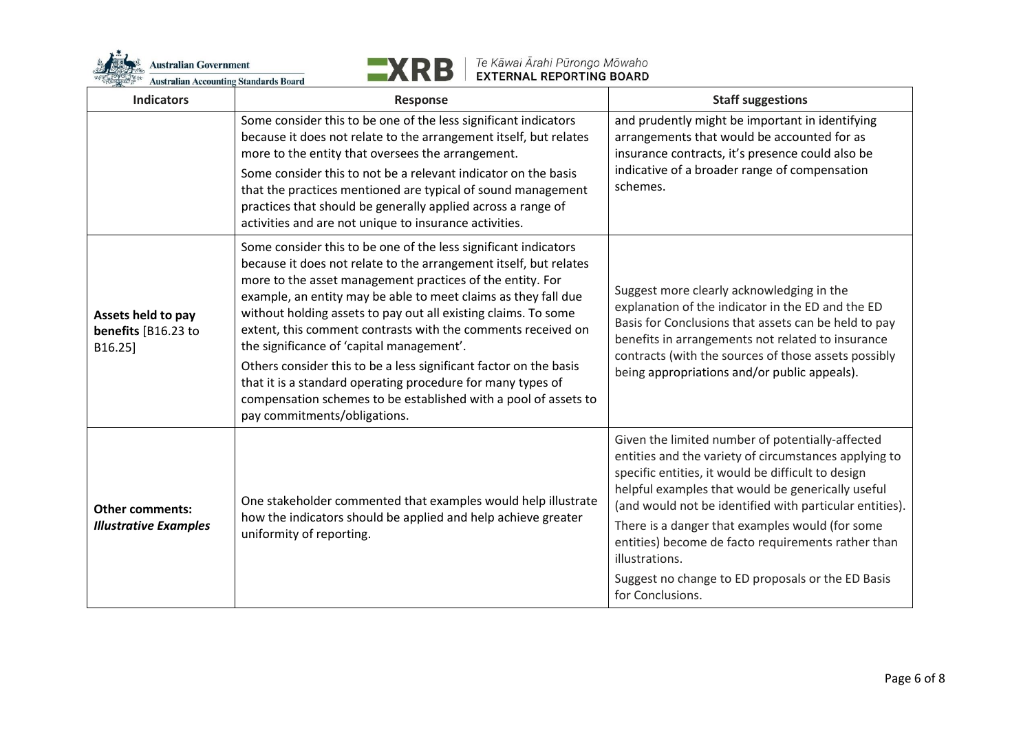| Indicators | Response | Staff suggestions |
| --- | --- | --- |
| | Some consider this to be one of the less significant indicators because it does not relate to the arrangement itself, but relates more to the entity that oversees the arrangement.<br><br>Some consider this to not be a relevant indicator on the basis that the practices mentioned are typical of sound management practices that should be generally applied across a range of activities and are not unique to insurance activities. | and prudently might be important in identifying arrangements that would be accounted for as insurance contracts, it's presence could also be indicative of a broader range of compensation schemes. |
| **Assets held to pay benefits** [B16.23 to B16.25] | Some consider this to be one of the less significant indicators because it does not relate to the arrangement itself, but relates more to the asset management practices of the entity. For example, an entity may be able to meet claims as they fall due without holding assets to pay out all existing claims. To some extent, this comment contrasts with the comments received on the significance of 'capital management'.<br><br>Others consider this to be a less significant factor on the basis that it is a standard operating procedure for many types of compensation schemes to be established with a pool of assets to pay commitments/obligations. | Suggest more clearly acknowledging in the explanation of the indicator in the ED and the ED Basis for Conclusions that assets can be held to pay benefits in arrangements not related to insurance contracts (with the sources of those assets possibly being appropriations and/or public appeals). |
| **Other comments:** ***Illustrative Examples*** | One stakeholder commented that examples would help illustrate how the indicators should be applied and help achieve greater uniformity of reporting. | Given the limited number of potentially-affected entities and the variety of circumstances applying to specific entities, it would be difficult to design helpful examples that would be generically useful (and would not be identified with particular entities).<br><br>There is a danger that examples would (for some entities) become de facto requirements rather than illustrations.<br><br>Suggest no change to ED proposals or the ED Basis for Conclusions. |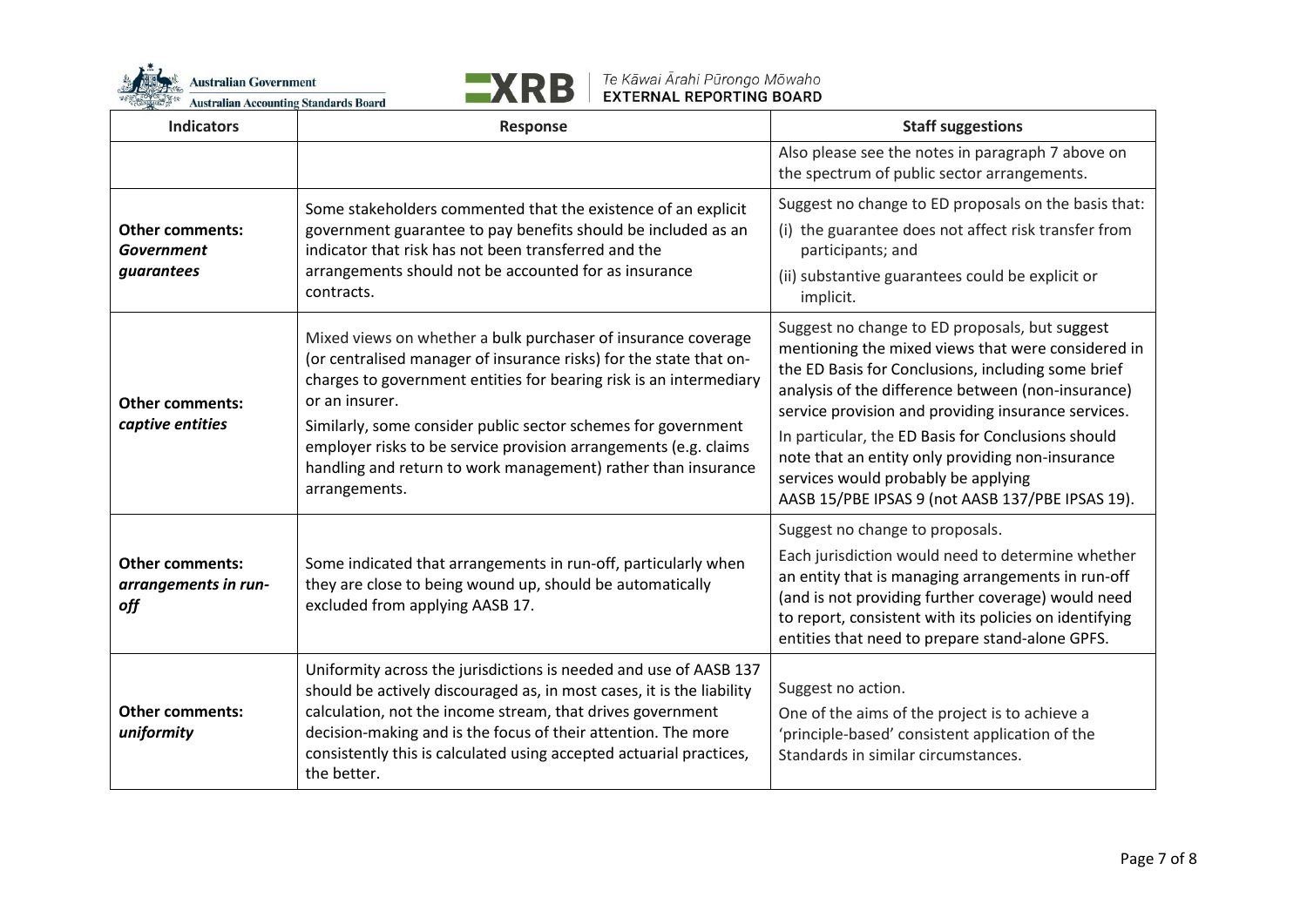| Indicators | Response | Staff suggestions |
|---|---|---|
| | | Also please see the notes in paragraph 7 above on the spectrum of public sector arrangements. |
| **Other comments:** ***Government guarantees*** | Some stakeholders commented that the existence of an explicit government guarantee to pay benefits should be included as an indicator that risk has not been transferred and the arrangements should not be accounted for as insurance contracts. | Suggest no change to ED proposals on the basis that:<br>(i) the guarantee does not affect risk transfer from participants; and<br>(ii) substantive guarantees could be explicit or implicit. |
| **Other comments:** ***captive entities*** | Mixed views on whether a bulk purchaser of insurance coverage (or centralised manager of insurance risks) for the state that on-charges to government entities for bearing risk is an intermediary or an insurer.<br>Similarly, some consider public sector schemes for government employer risks to be service provision arrangements (e.g. claims handling and return to work management) rather than insurance arrangements. | Suggest no change to ED proposals, but suggest mentioning the mixed views that were considered in the ED Basis for Conclusions, including some brief analysis of the difference between (non-insurance) service provision and providing insurance services.<br>In particular, the ED Basis for Conclusions should note that an entity only providing non-insurance services would probably be applying AASB 15/PBE IPSAS 9 (not AASB 137/PBE IPSAS 19). |
| **Other comments:** ***arrangements in run-off*** | Some indicated that arrangements in run-off, particularly when they are close to being wound up, should be automatically excluded from applying AASB 17. | Suggest no change to proposals.<br>Each jurisdiction would need to determine whether an entity that is managing arrangements in run-off (and is not providing further coverage) would need to report, consistent with its policies on identifying entities that need to prepare stand-alone GPFS. |
| **Other comments:** ***uniformity*** | Uniformity across the jurisdictions is needed and use of AASB 137 should be actively discouraged as, in most cases, it is the liability calculation, not the income stream, that drives government decision-making and is the focus of their attention. The more consistently this is calculated using accepted actuarial practices, the better. | Suggest no action.<br>One of the aims of the project is to achieve a 'principle-based' consistent application of the Standards in similar circumstances. |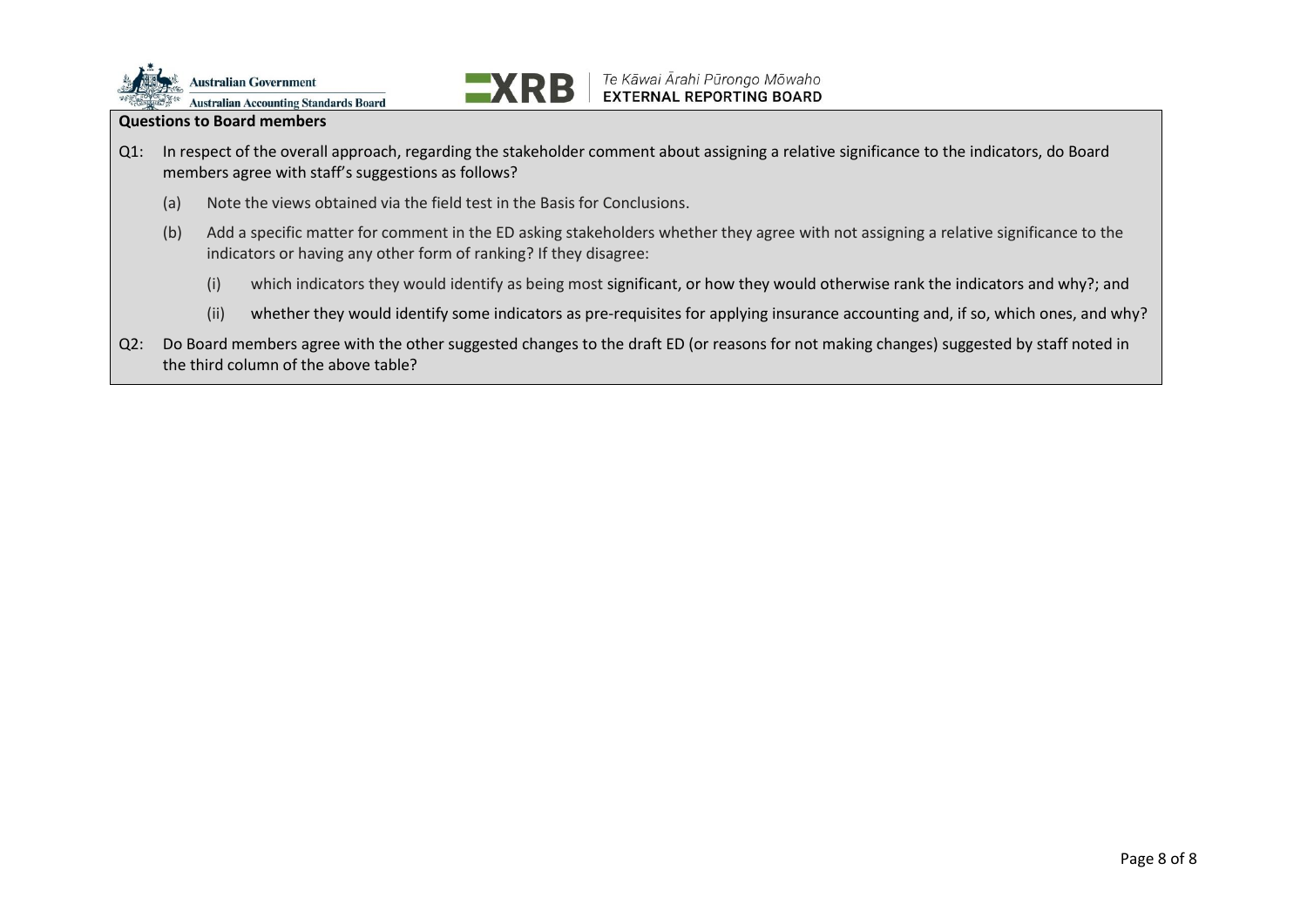**Questions to Board members**

Q1: In respect of the overall approach, regarding the stakeholder comment about assigning a relative significance to the indicators, do Board members agree with staff's suggestions as follows?

(a) Note the views obtained via the field test in the Basis for Conclusions.

(b) Add a specific matter for comment in the ED asking stakeholders whether they agree with not assigning a relative significance to the indicators or having any other form of ranking? If they disagree:

(i) which indicators they would identify as being most significant, or how they would otherwise rank the indicators and why?; and

(ii) whether they would identify some indicators as pre-requisites for applying insurance accounting and, if so, which ones, and why?

Q2: Do Board members agree with the other suggested changes to the draft ED (or reasons for not making changes) suggested by staff noted in the third column of the above table?